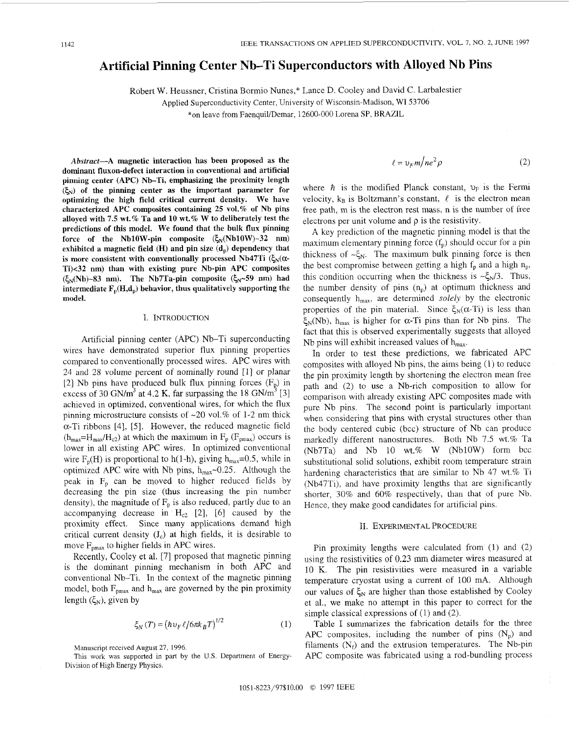# Artificial Pinning Center Nb–Ti Superconductors with Alloyed Nb Pins

Robert W. Heussner, Cristina Bormio Nunes,* Lance D. Cooley and David C. Larbalestier

Applied Superconductivity Center, University of Wisconsin-Madison, WI 53706

*on leave from Faenquil/Demar, 12600-000 Lorena SP, BRAZIL

***Abstract*—A magnetic interaction has been proposed as the dominant fluxon-defect interaction in conventional and artificial pinning center (APC) Nb–Ti, emphasizing the proximity length ($\xi_N$) of the pinning center as the important parameter for optimizing the high field critical current density. We have characterized APC composites containing 25 vol.% of Nb pins alloyed with 7.5 wt.% Ta and 10 wt.% W to deliberately test the predictions of this model. We found that the bulk flux pinning force of the Nb10W-pin composite ($\xi_N$(Nb10W)~32 nm) exhibited a magnetic field (H) and pin size ($d_p$) dependency that is more consistent with conventionally processed Nb47Ti ($\xi_N$(α-Ti)<32 nm) than with existing pure Nb-pin APC composites ($\xi_N$(Nb)~83 nm). The Nb7Ta-pin composite ($\xi_N$~59 nm) had intermediate $F_p(H,d_p)$ behavior, thus qualitatively supporting the model.**

## I. Introduction

Artificial pinning center (APC) Nb–Ti superconducting wires have demonstrated superior flux pinning properties compared to conventionally processed wires. APC wires with 24 and 28 volume percent of nominally round [1] or planar [2] Nb pins have produced bulk flux pinning forces ($F_p$) in excess of 30 GN/m$^3$ at 4.2 K, far surpassing the 18 GN/m$^3$ [3] achieved in optimized, conventional wires, for which the flux pinning microstructure consists of ~20 vol.% of 1-2 nm thick α-Ti ribbons [4], [5]. However, the reduced magnetic field ($h_{max}=H_{max}/H_{c2}$) at which the maximum in $F_p$ ($F_{pmax}$) occurs is lower in all existing APC wires. In optimized conventional wire $F_p(H)$ is proportional to h(1-h), giving $h_{max}$=0.5, while in optimized APC wire with Nb pins, $h_{max}$~0.25. Although the peak in $F_p$ can be moved to higher reduced fields by decreasing the pin size (thus increasing the pin number density), the magnitude of $F_p$ is also reduced, partly due to an accompanying decrease in $H_{c2}$ [2], [6] caused by the proximity effect. Since many applications demand high critical current density ($J_c$) at high fields, it is desirable to move $F_{pmax}$ to higher fields in APC wires.

Recently, Cooley et al. [7] proposed that magnetic pinning is the dominant pinning mechanism in both APC and conventional Nb-Ti. In the context of the magnetic pinning model, both $F_{pmax}$ and $h_{max}$ are governed by the pin proximity length ($\xi_N$), given by

$$\xi_N(T) = (\hbar v_F \ell / 6\pi k_B T)^{1/2} \tag{1}$$

$$\ell = v_F m / ne^2 \rho \tag{2}$$

where $\hbar$ is the modified Planck constant, $v_F$ is the Fermi velocity, $k_B$ is Boltzmann's constant, $\ell$ is the electron mean free path, m is the electron rest mass, n is the number of free electrons per unit volume and ρ is the resistivity.

A key prediction of the magnetic pinning model is that the maximum elementary pinning force ($f_p$) should occur for a pin thickness of ~$\xi_N$. The maximum bulk pinning force is then the best compromise between getting a high $f_p$ and a high $n_p$, this condition occurring when the thickness is ~$\xi_N/3$. Thus, the number density of pins ($n_p$) at optimum thickness and consequently $h_{max}$, are determined *solely* by the electronic properties of the pin material. Since $\xi_N$(α-Ti) is less than $\xi_N$(Nb), $h_{max}$ is higher for α-Ti pins than for Nb pins. The fact that this is observed experimentally suggests that alloyed Nb pins will exhibit increased values of $h_{max}$.

In order to test these predictions, we fabricated APC composites with alloyed Nb pins, the aims being (1) to reduce the pin proximity length by shortening the electron mean free path and (2) to use a Nb-rich composition to allow for comparison with already existing APC composites made with pure Nb pins. The second point is particularly important when considering that pins with crystal structures other than the body centered cubic (bcc) structure of Nb can produce markedly different nanostructures. Both Nb 7.5 wt.% Ta (Nb7Ta) and Nb 10 wt.% W (Nb10W) form bcc substitutional solid solutions, exhibit room temperature strain hardening characteristics that are similar to Nb 47 wt.% Ti (Nb47Ti), and have proximity lengths that are significantly shorter, 30% and 60% respectively, than that of pure Nb. Hence, they make good candidates for artificial pins.

## II. Experimental Procedure

Pin proximity lengths were calculated from (1) and (2) using the resistivities of 0.23 mm diameter wires measured at 10 K. The pin resistivities were measured in a variable temperature cryostat using a current of 100 mA. Although our values of $\xi_N$ are higher than those established by Cooley et al., we make no attempt in this paper to correct for the simple classical expressions of (1) and (2).

Table I summarizes the fabrication details for the three APC composites, including the number of pins ($N_p$) and filaments ($N_f$) and the extrusion temperatures. The Nb-pin APC composite was fabricated using a rod-bundling process

Manuscript received August 27, 1996.

This work was supported in part by the U.S. Department of Energy-Division of High Energy Physics.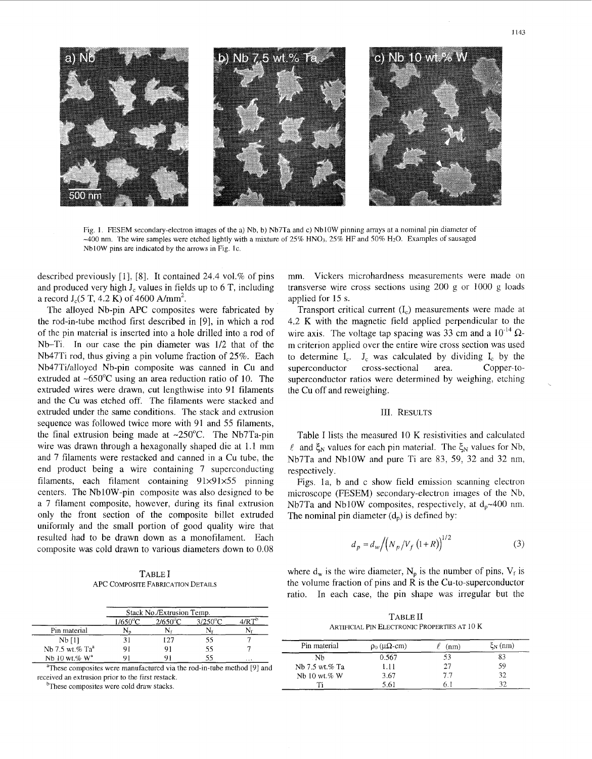Fig. 1. FESEM secondary-electron images of the a) Nb, b) Nb7Ta and c) Nb10W pinning arrays at a nominal pin diameter of ~400 nm. The wire samples were etched lightly with a mixture of 25% $HNO_3$, 25% HF and 50% $H_2O$. Examples of sausaged Nb10W pins are indicated by the arrows in Fig. 1c.

described previously [1], [8]. It contained 24.4 vol.% of pins and produced very high $J_c$ values in fields up to 6 T, including a record $J_c$(5 T, 4.2 K) of 4600 A/mm$^2$.

The alloyed Nb-pin APC composites were fabricated by the rod-in-tube method first described in [9], in which a rod of the pin material is inserted into a hole drilled into a rod of Nb–Ti. In our case the pin diameter was 1/2 that of the Nb47Ti rod, thus giving a pin volume fraction of 25%. Each Nb47Ti/alloyed Nb-pin composite was canned in Cu and extruded at ~650°C using an area reduction ratio of 10. The extruded wires were drawn, cut lengthwise into 91 filaments and the Cu was etched off. The filaments were stacked and extruded under the same conditions. The stack and extrusion sequence was followed twice more with 91 and 55 filaments, the final extrusion being made at ~250°C. The Nb7Ta-pin wire was drawn through a hexagonally shaped die at 1.1 mm and 7 filaments were restacked and canned in a Cu tube, the end product being a wire containing 7 superconducting filaments, each filament containing 91×91×55 pinning centers. The Nb10W-pin composite was also designed to be a 7 filament composite, however, during its final extrusion only the front section of the composite billet extruded uniformly and the small portion of good quality wire that resulted had to be drawn down as a monofilament. Each composite was cold drawn to various diameters down to 0.08 mm. Vickers microhardness measurements were made on transverse wire cross sections using 200 g or 1000 g loads applied for 15 s.

Transport critical current ($I_c$) measurements were made at 4.2 K with the magnetic field applied perpendicular to the wire axis. The voltage tap spacing was 33 cm and a $10^{-14}$ Ω-m criterion applied over the entire wire cross section was used to determine $I_c$. $J_c$ was calculated by dividing $I_c$ by the superconductor cross-sectional area. Copper-to-superconductor ratios were determined by weighing, etching the Cu off and reweighing.

TABLE I
APC COMPOSITE FABRICATION DETAILS

| | Stack No./Extrusion Temp. | | | |
|---|---|---|---|---|
| | 1/650°C | 2/650°C | 3/250°C | 4/RT[b] |
| Pin material | $N_p$ | $N_f$ | $N_f$ | $N_f$ |
| Nb [1] | 31 | 127 | 55 | 7 |
| Nb 7.5 wt.% Ta[a] | 91 | 91 | 55 | 7 |
| Nb 10 wt.% W[a] | 91 | 91 | 55 | ... |

[a]These composites were manufactured via the rod-in-tube method [9] and received an extrusion prior to the first restack.

[b]These composites were cold draw stacks.

## III. RESULTS

Table I lists the measured 10 K resistivities and calculated $\ell$ and $\xi_N$ values for each pin material. The $\xi_N$ values for Nb, Nb7Ta and Nb10W and pure Ti are 83, 59, 32 and 32 nm, respectively.

Figs. 1a, b and c show field emission scanning electron microscope (FESEM) secondary-electron images of the Nb, Nb7Ta and Nb10W composites, respectively, at $d_p$~400 nm. The nominal pin diameter ($d_p$) is defined by:

$$d_p = d_w / \left(N_p / V_f \,(1+R)\right)^{1/2} \tag{3}$$

where $d_w$ is the wire diameter, $N_p$ is the number of pins, $V_f$ is the volume fraction of pins and R is the Cu-to-superconductor ratio. In each case, the pin shape was irregular but the

TABLE II
ARTIFICIAL PIN ELECTRONIC PROPERTIES AT 10 K

| Pin material | $\rho_0$ (μΩ-cm) | $\ell$ (nm) | $\xi_N$ (nm) |
|---|---|---|---|
| Nb | 0.567 | 53 | 83 |
| Nb 7.5 wt.% Ta | 1.11 | 27 | 59 |
| Nb 10 wt.% W | 3.67 | 7.7 | 32 |
| Ti | 5.61 | 6.1 | 32 |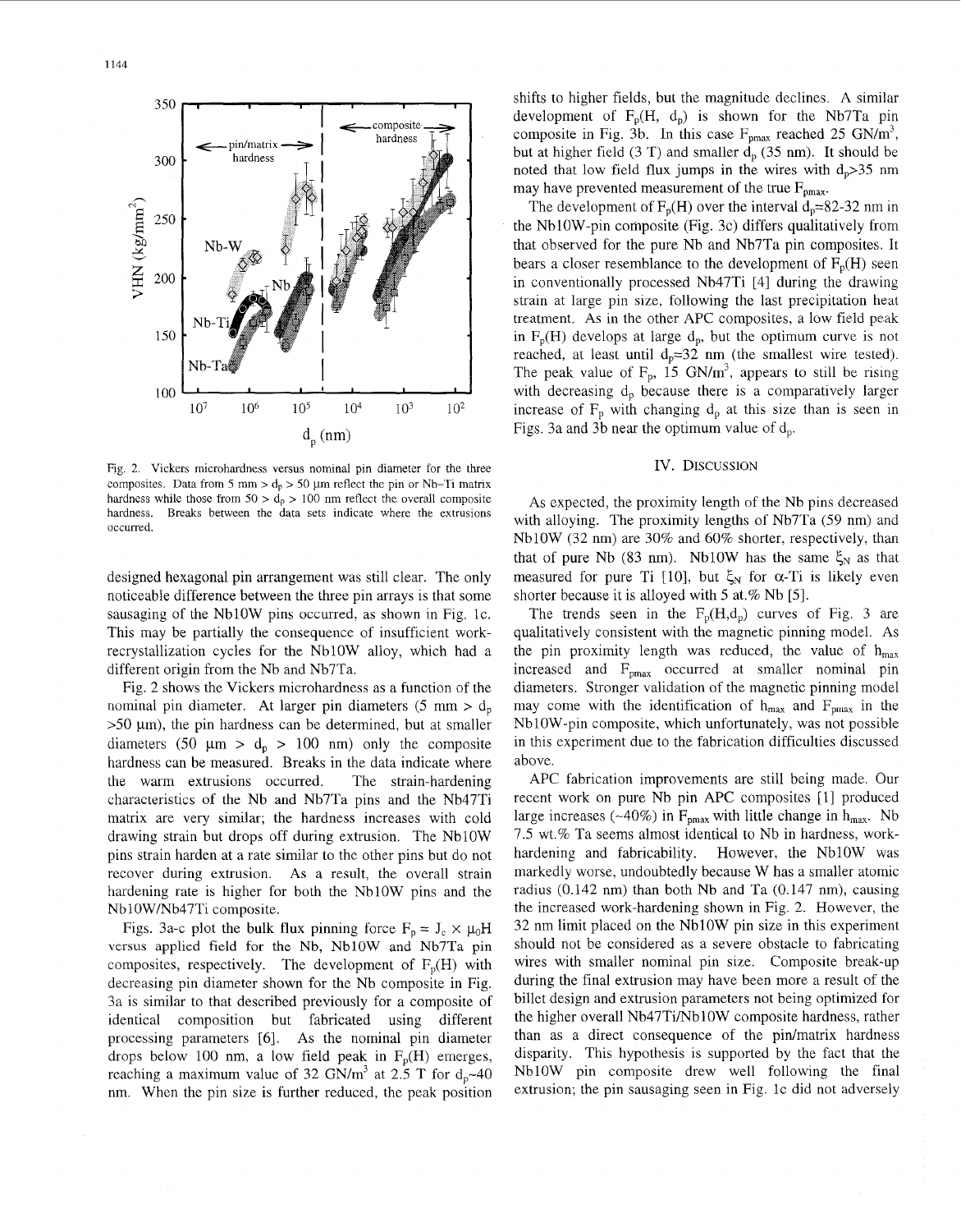Fig. 2. Vickers microhardness versus nominal pin diameter for the three composites. Data from 5 mm > $d_p$ > 50 μm reflect the pin or Nb–Ti matrix hardness while those from 50 > $d_p$ > 100 nm reflect the overall composite hardness. Breaks between the data sets indicate where the extrusions occurred.

designed hexagonal pin arrangement was still clear. The only noticeable difference between the three pin arrays is that some sausaging of the Nb10W pins occurred, as shown in Fig. 1c. This may be partially the consequence of insufficient work-recrystallization cycles for the Nb10W alloy, which had a different origin from the Nb and Nb7Ta.

Fig. 2 shows the Vickers microhardness as a function of the nominal pin diameter. At larger pin diameters (5 mm > $d_p$ >50 μm), the pin hardness can be determined, but at smaller diameters (50 μm > $d_p$ > 100 nm) only the composite hardness can be measured. Breaks in the data indicate where the warm extrusions occurred. The strain-hardening characteristics of the Nb and Nb7Ta pins and the Nb47Ti matrix are very similar; the hardness increases with cold drawing strain but drops off during extrusion. The Nb10W pins strain harden at a rate similar to the other pins but do not recover during extrusion. As a result, the overall strain hardening rate is higher for both the Nb10W pins and the Nb10W/Nb47Ti composite.

Figs. 3a-c plot the bulk flux pinning force $F_p = J_c \times \mu_0 H$ versus applied field for the Nb, Nb10W and Nb7Ta pin composites, respectively. The development of $F_p(H)$ with decreasing pin diameter shown for the Nb composite in Fig. 3a is similar to that described previously for a composite of identical composition but fabricated using different processing parameters [6]. As the nominal pin diameter drops below 100 nm, a low field peak in $F_p(H)$ emerges, reaching a maximum value of 32 GN/m$^3$ at 2.5 T for $d_p$~40 nm. When the pin size is further reduced, the peak position shifts to higher fields, but the magnitude declines. A similar development of $F_p(H, d_p)$ is shown for the Nb7Ta pin composite in Fig. 3b. In this case $F_{pmax}$ reached 25 GN/m$^3$, but at higher field (3 T) and smaller $d_p$ (35 nm). It should be noted that low field flux jumps in the wires with $d_p$>35 nm may have prevented measurement of the true $F_{pmax}$.

The development of $F_p(H)$ over the interval $d_p$=82-32 nm in the Nb10W-pin composite (Fig. 3c) differs qualitatively from that observed for the pure Nb and Nb7Ta pin composites. It bears a closer resemblance to the development of $F_p(H)$ seen in conventionally processed Nb47Ti [4] during the drawing strain at large pin size, following the last precipitation heat treatment. As in the other APC composites, a low field peak in $F_p(H)$ develops at large $d_p$, but the optimum curve is not reached, at least until $d_p$=32 nm (the smallest wire tested). The peak value of $F_p$, 15 GN/m$^3$, appears to still be rising with decreasing $d_p$ because there is a comparatively larger increase of $F_p$ with changing $d_p$ at this size than is seen in Figs. 3a and 3b near the optimum value of $d_p$.

## IV. Discussion

As expected, the proximity length of the Nb pins decreased with alloying. The proximity lengths of Nb7Ta (59 nm) and Nb10W (32 nm) are 30% and 60% shorter, respectively, than that of pure Nb (83 nm). Nb10W has the same $\xi_N$ as that measured for pure Ti [10], but $\xi_N$ for α-Ti is likely even shorter because it is alloyed with 5 at.% Nb [5].

The trends seen in the $F_p(H,d_p)$ curves of Fig. 3 are qualitatively consistent with the magnetic pinning model. As the pin proximity length was reduced, the value of $h_{max}$ increased and $F_{pmax}$ occurred at smaller nominal pin diameters. Stronger validation of the magnetic pinning model may come with the identification of $h_{max}$ and $F_{pmax}$ in the Nb10W-pin composite, which unfortunately, was not possible in this experiment due to the fabrication difficulties discussed above.

APC fabrication improvements are still being made. Our recent work on pure Nb pin APC composites [1] produced large increases (~40%) in $F_{pmax}$ with little change in $h_{max}$. Nb 7.5 wt.% Ta seems almost identical to Nb in hardness, work-hardening and fabricability. However, the Nb10W was markedly worse, undoubtedly because W has a smaller atomic radius (0.142 nm) than both Nb and Ta (0.147 nm), causing the increased work-hardening shown in Fig. 2. However, the 32 nm limit placed on the Nb10W pin size in this experiment should not be considered as a severe obstacle to fabricating wires with smaller nominal pin size. Composite break-up during the final extrusion may have been more a result of the billet design and extrusion parameters not being optimized for the higher overall Nb47Ti/Nb10W composite hardness, rather than as a direct consequence of the pin/matrix hardness disparity. This hypothesis is supported by the fact that the Nb10W pin composite drew well following the final extrusion; the pin sausaging seen in Fig. 1c did not adversely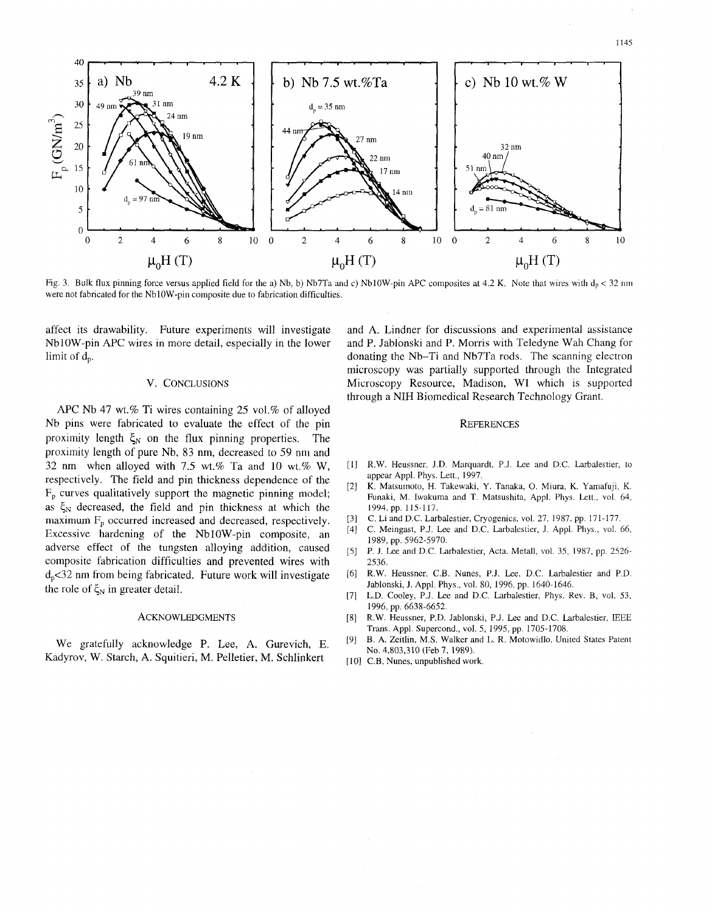a) Nb

4.2 K

39 nm

49 nm

31 nm

24 nm

19 nm

61 nm

$d_p$ = 97 nm

b) Nb 7.5 wt.%Ta

$d_p$ = 35 nm

44 nm

27 nm

22 nm

17 nm

14 nm

c) Nb 10 wt.% W

32 nm

40 nm

51 nm

$d_p$ = 81 nm

$F_p$ (GN/m$^3$)

0 5 10 15 20 25 30 35 40

0 2 4 6 8 10

$\mu_0 H$ (T)

Fig. 3. Bulk flux pinning force versus applied field for the a) Nb, b) Nb7Ta and c) Nb10W-pin APC composites at 4.2 K. Note that wires with $d_p$ < 32 nm were not fabricated for the Nb10W-pin composite due to fabrication difficulties.

affect its drawability. Future experiments will investigate Nb10W-pin APC wires in more detail, especially in the lower limit of $d_p$.

## V. Conclusions

APC Nb 47 wt.% Ti wires containing 25 vol.% of alloyed Nb pins were fabricated to evaluate the effect of the pin proximity length $\xi_N$ on the flux pinning properties. The proximity length of pure Nb, 83 nm, decreased to 59 nm and 32 nm when alloyed with 7.5 wt.% Ta and 10 wt.% W, respectively. The field and pin thickness dependence of the $F_p$ curves qualitatively support the magnetic pinning model; as $\xi_N$ decreased, the field and pin thickness at which the maximum $F_p$ occurred increased and decreased, respectively. Excessive hardening of the Nb10W-pin composite, an adverse effect of the tungsten alloying addition, caused composite fabrication difficulties and prevented wires with $d_p$<32 nm from being fabricated. Future work will investigate the role of $\xi_N$ in greater detail.

## Acknowledgments

We gratefully acknowledge P. Lee, A. Gurevich, E. Kadyrov, W. Starch, A. Squitieri, M. Pelletier, M. Schlinkert and A. Lindner for discussions and experimental assistance and P. Jablonski and P. Morris with Teledyne Wah Chang for donating the Nb–Ti and Nb7Ta rods. The scanning electron microscopy was partially supported through the Integrated Microscopy Resource, Madison, WI which is supported through a NIH Biomedical Research Technology Grant.

## References

[1] R.W. Heussner, J.D. Marquardt, P.J. Lee and D.C. Larbalestier, to appear Appl. Phys. Lett., 1997.

[2] K. Matsumoto, H. Takewaki, Y. Tanaka, O. Miura, K. Yamafuji, K. Funaki, M. Iwakuma and T. Matsushita, Appl. Phys. Lett., vol. 64, 1994, pp. 115-117.

[3] C. Li and D.C. Larbalestier, Cryogenics, vol. 27, 1987, pp. 171-177.

[4] C. Meingast, P.J. Lee and D.C. Larbalestier, J. Appl. Phys., vol. 66, 1989, pp. 5962-5970.

[5] P. J. Lee and D.C. Larbalestier, Acta. Metall, vol. 35, 1987, pp. 2526-2536.

[6] R.W. Heussner, C.B. Nunes, P.J. Lee, D.C. Larbalestier and P.D. Jablonski, J. Appl. Phys., vol. 80, 1996, pp. 1640-1646.

[7] L.D. Cooley, P.J. Lee and D.C. Larbalestier, Phys. Rev. B, vol. 53, 1996, pp. 6638-6652.

[8] R.W. Heussner, P.D. Jablonski, P.J. Lee and D.C. Larbalestier, IEEE Trans. Appl. Supercond., vol. 5, 1995, pp. 1705-1708.

[9] B. A. Zeitlin, M.S. Walker and L. R. Motowidlo, United States Patent No. 4,803,310 (Feb 7, 1989).

[10] C.B. Nunes, unpublished work.